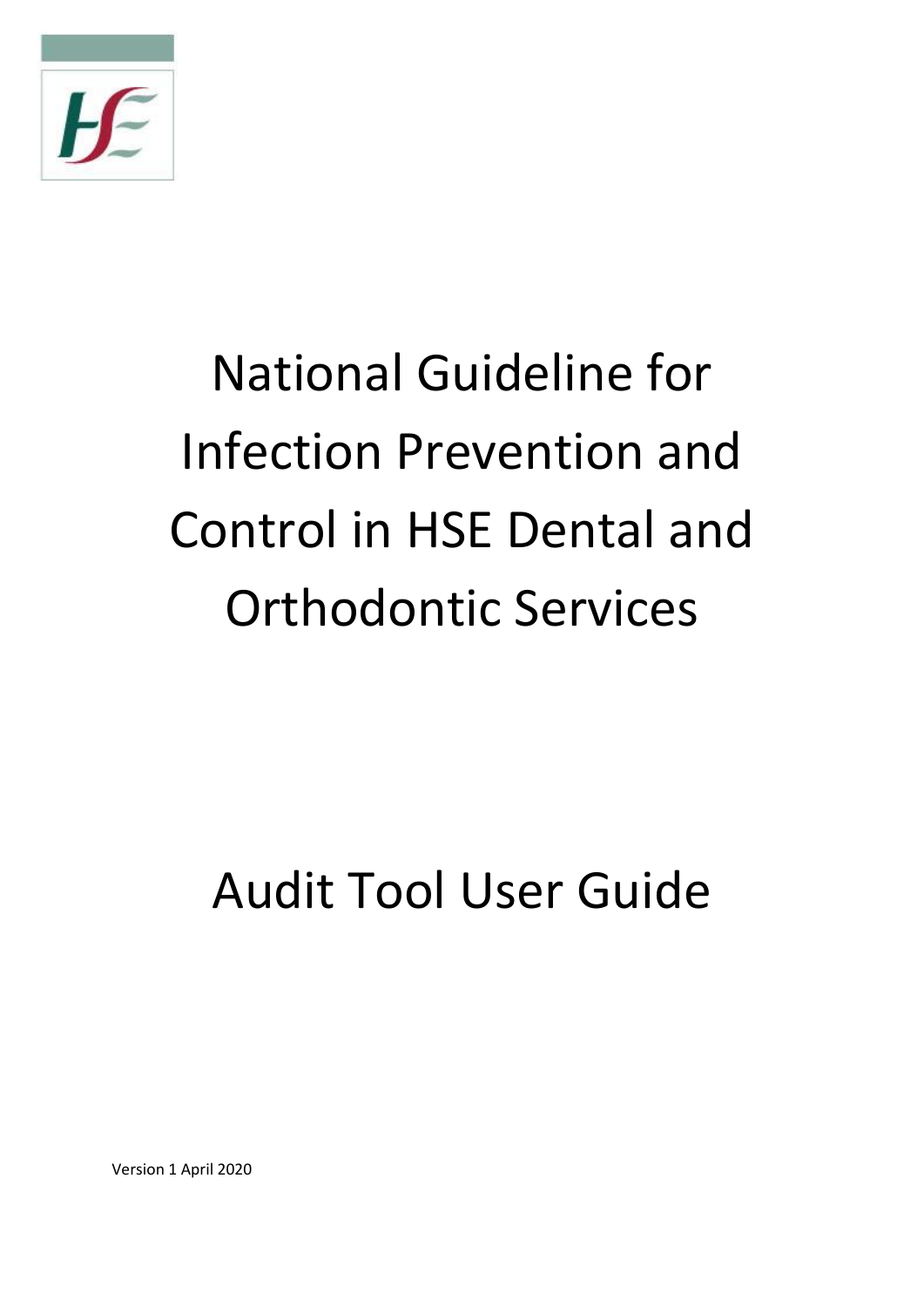# National Guideline for Infection Prevention and Control in HSE Dental and Orthodontic Services

# Audit Tool User Guide

Version 1 April 2020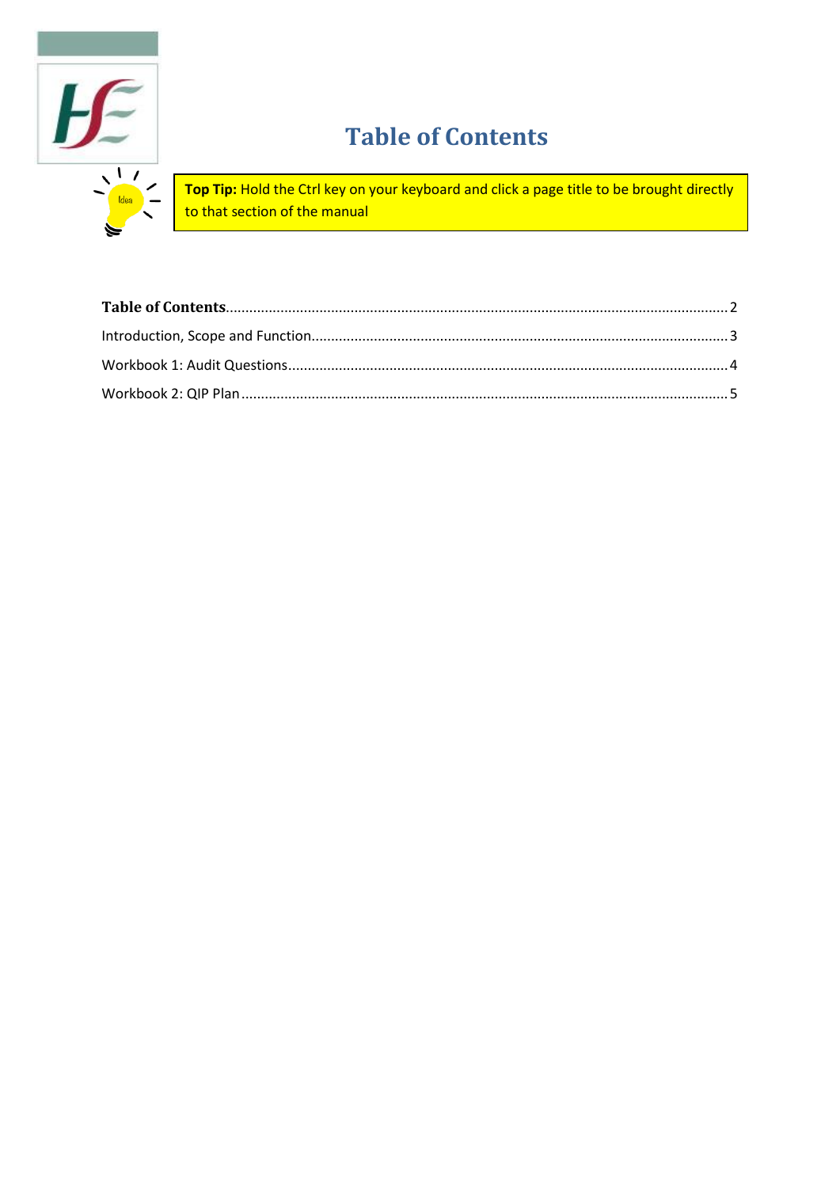# Table of Contents

**Top Tip:** Hold the Ctrl key on your keyboard and click a page title to be brought directly to that section of the manual

**Table of Contents**.................................................................................................................2

Introduction, Scope and Function..........................................................................................3

Workbook 1: Audit Questions................................................................................................4

Workbook 2: QIP Plan............................................................................................................5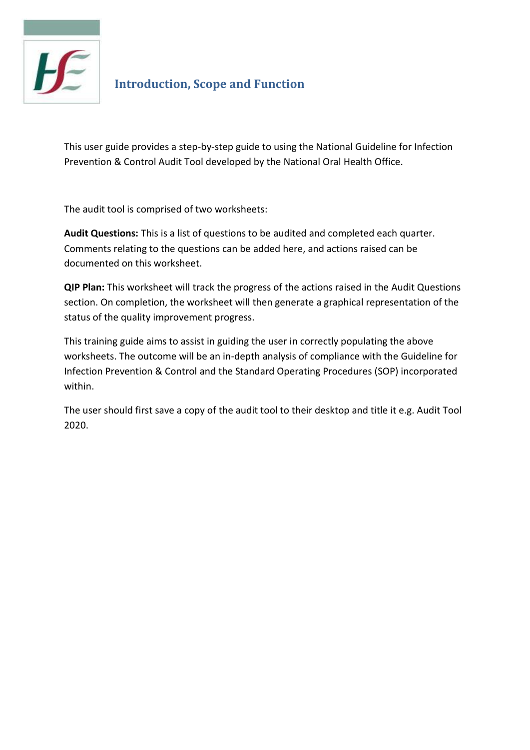# Introduction, Scope and Function

This user guide provides a step-by-step guide to using the National Guideline for Infection Prevention & Control Audit Tool developed by the National Oral Health Office.

The audit tool is comprised of two worksheets:

**Audit Questions:** This is a list of questions to be audited and completed each quarter. Comments relating to the questions can be added here, and actions raised can be documented on this worksheet.

**QIP Plan:** This worksheet will track the progress of the actions raised in the Audit Questions section. On completion, the worksheet will then generate a graphical representation of the status of the quality improvement progress.

This training guide aims to assist in guiding the user in correctly populating the above worksheets. The outcome will be an in-depth analysis of compliance with the Guideline for Infection Prevention & Control and the Standard Operating Procedures (SOP) incorporated within.

The user should first save a copy of the audit tool to their desktop and title it e.g. Audit Tool 2020.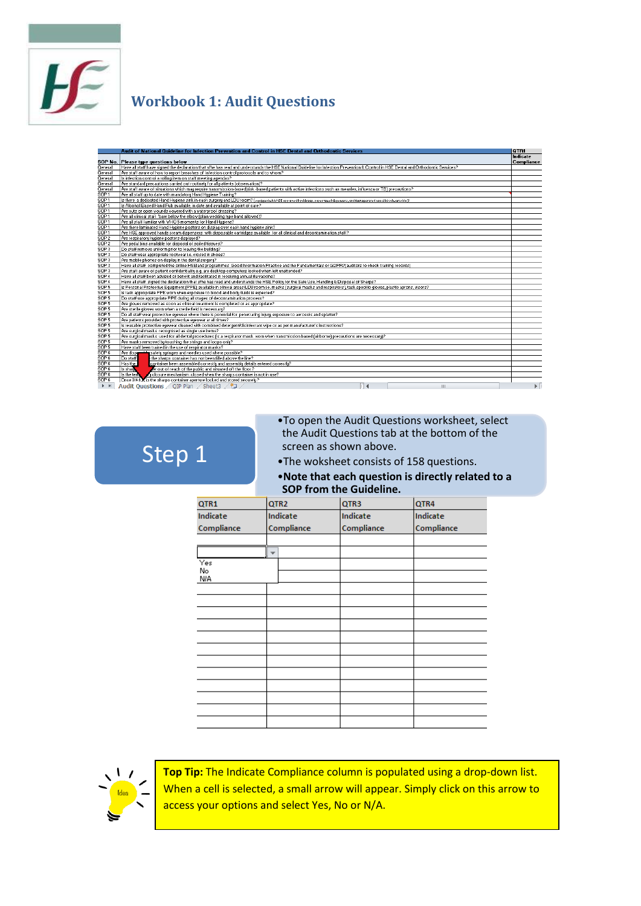# Workbook 1: Audit Questions

| SOP No. | Audit of National Guideline for Infection Prevention and Control in HSE Dental and Orthodontic Services<br>Please type questions below | QTR1<br>Indicate Compliance |
|---|---|---|
| General | Have all staff have signed the declaration that s/he has read and understands the HSE National Guideline for Infection Prevention & Control in HSE Dental and Orthodontic Services? | |
| General | Are staff aware of how to report breaches of infection control protocols and to whom? | |
| General | Is infection control a rolling item on staff meeting agendas? | |
| General | Are standard precautions carried out routinely for all patients (observation)? | |
| General | Are staff aware of situations which may require transmission-based/risk -based patients with active infections such as measles, influenza or TB) precautions? | |
| SOP 1 | Are all staff up to date with mandatory Hand Hygiene Training? | |
| SOP 1 | Is there a dedicated Hand Hygiene sink in each surgery and LDU room? | |
| SOP 1 | Is Alcohol Based Hand Rub available in date and available at point of care? | |
| SOP 1 | Are cuts or open wounds covered with a waterproof dressing? | |
| SOP 1 | Are all clinical staff 'bare below the elbow (plain wedding type band allowed)? | |
| SOP 1 | Are all staff familiar with WHO 5 moments for Hand Hygiene? | |
| SOP 1 | Are there laminated Hand Hygiene posters on display over each hand hygiene sink? | |
| SOP 1 | Are HSE approved hands cream dispensers with disposable cartridges available for all clinical and decontamination staff? | |
| SOP 2 | Are respiratory hygiene posters displayed? | |
| SOP 2 | Are pedal bins available for disposal of soiled tissues? | |
| SOP 3 | Do staff remove uniform prior to leaving the building? | |
| SOP 3 | Do staff wear appropriate footwear i.e. closed in shoes? | |
| SOP 3 | Are mobile phones on display in the dental surgery? | |
| SOP 3 | Have all staff completed the online HSEland programmes Good Information Practice and the Fundamentals of GDPR? | |
| SOP 3 | Are staff aware of patient confidentiality e.g. are desktop computers locked when left unattended? | |
| SOP 4 | Have all staff been advised of benefit and facilitated in receiving annual flu vaccine? | |
| SOP 4 | Have all staff signed the declaration that s/he has read and understands the HSE Policy for the Safe Use, Handling & Disposal of Sharps? | |
| SOP 5 | Is Personal Protective Equipment (PPE) available in clinical areas/LDU room i.e. masks (surgical masks and respirators), task specific gloves, plastic aprons, visors? | |
| SOP 5 | Is task appropriate PPE worn when exposure to blood and body fluids is expected? | |
| SOP 5 | Do staff use appropriate PPE during all stages of decontamination process? | |
| SOP 5 | Are gloves removed as soon as clinical treatment is completed or as appropriate? | |
| SOP 5 | Are sterile gloves worn when a sterile field is necessary? | |
| SOP 5 | Do all staff wear protective eyewear where there is potential for penetrating injury, exposure to aerosols and splatter? | |
| SOP 5 | Are patients provided with protective eyewear at all times? | |
| SOP 5 | Is reusable protective eyewear cleaned with combined detergent/disinfectant wipe or as per manufacturer's instructions? | |
| SOP 5 | Are surgical masks recognised as single use items? | |
| SOP 5 | Are surgical masks used for all dental procedures (is a respirator mask worn when transmission based (airborne) precautions are necessary)? | |
| SOP 5 | Are masks removed by touching the strings and loops only? | |
| SOP 5 | Have staff been trained in the use of respirator masks? | |
| SOP 6 | Are disposable safety syringes and needles used where possible? | |
| SOP 6 | Do staff ... the sharps container has not been filled above the line? | |
| SOP 6 | Has the ... container been assembled correctly and assembly details entered correctly? | |
| SOP 6 | Is sharps ... out of reach of the public and situated off the floor? | |
| SOP 6 | Is the tem... closure mechanism closed when the sharps container is not in use? | |
| SOP 6 | Once 3/4 full is the sharps container aperture locked and stored securely? | |

Audit Questions / QIP Plan / Sheet3

## Step 1

- To open the Audit Questions worksheet, select the Audit Questions tab at the bottom of the screen as shown above.
- The worksheet consists of 158 questions.
- **Note that each question is directly related to a SOP from the Guideline.**

| QTR1<br>Indicate<br>Compliance | QTR2<br>Indicate<br>Compliance | QTR3<br>Indicate<br>Compliance | QTR4<br>Indicate<br>Compliance |
|---|---|---|---|
| | | | |
| Yes<br>No<br>N/A | | | |

**Top Tip:** The Indicate Compliance column is populated using a drop-down list. When a cell is selected, a small arrow will appear. Simply click on this arrow to access your options and select Yes, No or N/A.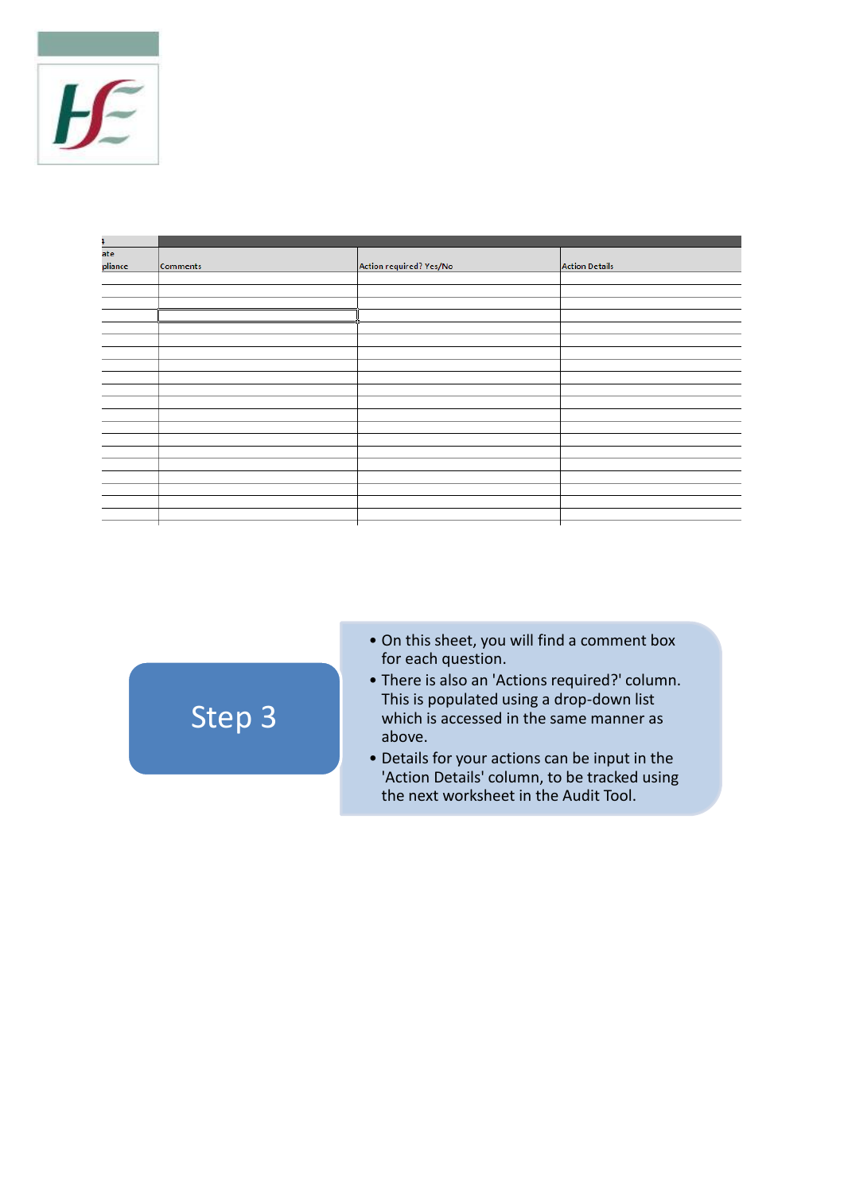| ate pliance | Comments | Action required? Yes/No | Action Details |
|---|---|---|---|
| | | | |
| | | | |
| | | | |
| | | | |
| | | | |
| | | | |
| | | | |
| | | | |
| | | | |
| | | | |
| | | | |
| | | | |
| | | | |
| | | | |
| | | | |
| | | | |
| | | | |
| | | | |
| | | | |

Step 3

- On this sheet, you will find a comment box for each question.
- There is also an 'Actions required?' column. This is populated using a drop-down list which is accessed in the same manner as above.
- Details for your actions can be input in the 'Action Details' column, to be tracked using the next worksheet in the Audit Tool.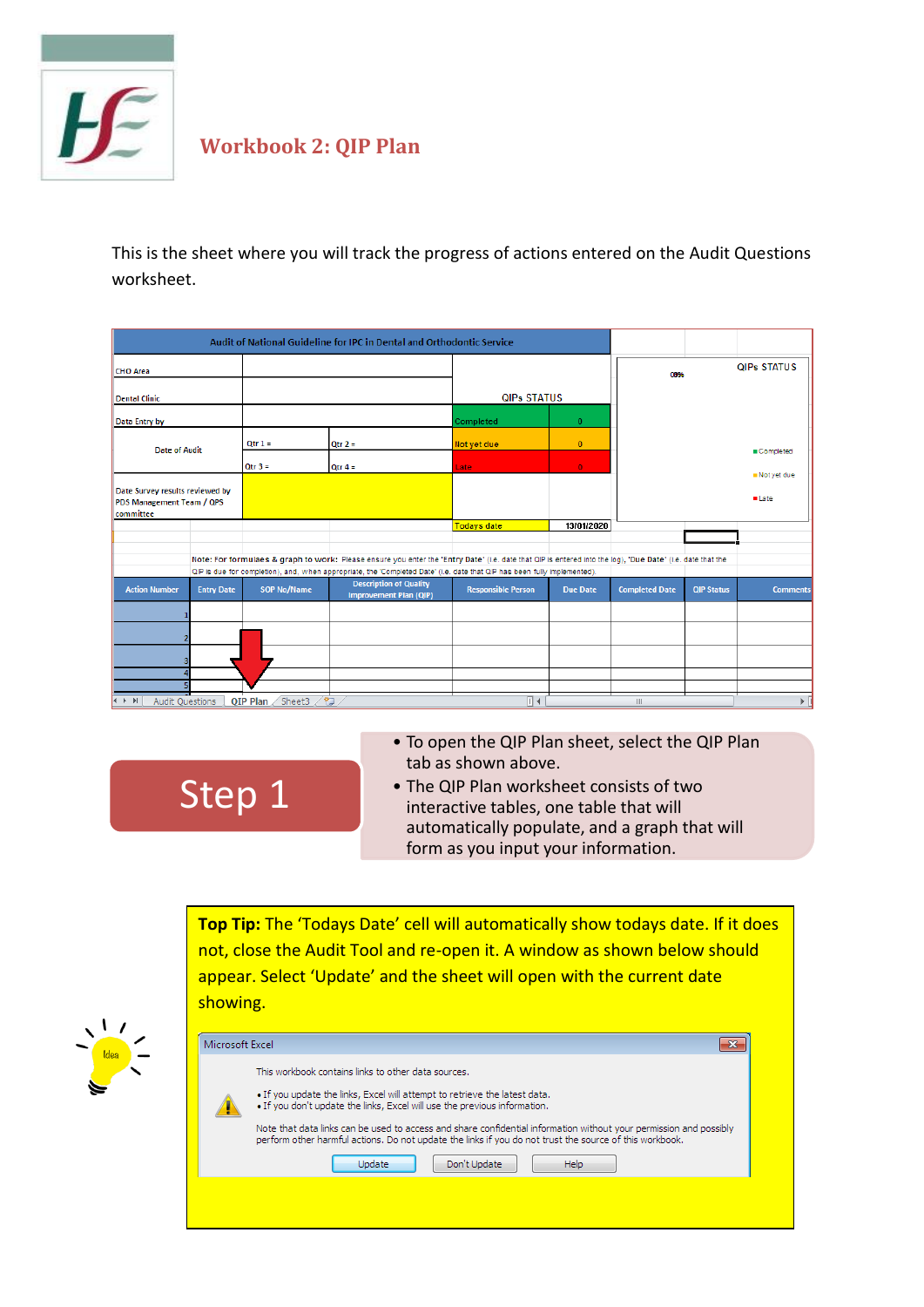# Workbook 2: QIP Plan

This is the sheet where you will track the progress of actions entered on the Audit Questions worksheet.

| Audit of National Guideline for IPC in Dental and Orthodontic Service | | | | | |
|---|---|---|---|---|---|
| CHO Area | | | | | |
| Dental Clinic | | | | QIPs STATUS | |
| Data Entry by | | | | Completed | 0 |
| Date of Audit | Qtr 1 = | Qtr 2 = | | Not yet due | 0 |
| | Qtr 3 = | Qtr 4 = | | Late | 0 |
| Date Survey results reviewed by PDS Management Team / QPS committee | | | | | |
| | | | | Todays date | 13/01/2020 |

QIPs STATUS

00%

Completed

Not yet due

Late

Note: For formulaes & graph to work: Please ensure you enter the 'Entry Date' (i.e. date that QIP is entered into the log), 'Due Date' (i.e. date that the QIP is due for completion), and, when appropriate, the 'Completed Date' (i.e. date that QIP has been fully implemented).

| Action Number | Entry Date | SOP No/Name | Description of Quality Improvement Plan (QIP) | Responsible Person | Due Date | Completed Date | QIP Status | Comments |
|---|---|---|---|---|---|---|---|---|
| 1 | | | | | | | | |
| 2 | | | | | | | | |
| 3 | | | | | | | | |
| 4 | | | | | | | | |
| 5 | | | | | | | | |

Audit Questions | QIP Plan | Sheet3

## Step 1

- To open the QIP Plan sheet, select the QIP Plan tab as shown above.
- The QIP Plan worksheet consists of two interactive tables, one table that will automatically populate, and a graph that will form as you input your information.

**Top Tip:** The 'Todays Date' cell will automatically show todays date. If it does not, close the Audit Tool and re-open it. A window as shown below should appear. Select 'Update' and the sheet will open with the current date showing.

Idea

Microsoft Excel

This workbook contains links to other data sources.

- If you update the links, Excel will attempt to retrieve the latest data.
- If you don't update the links, Excel will use the previous information.

Note that data links can be used to access and share confidential information without your permission and possibly perform other harmful actions. Do not update the links if you do not trust the source of this workbook.

Update | Don't Update | Help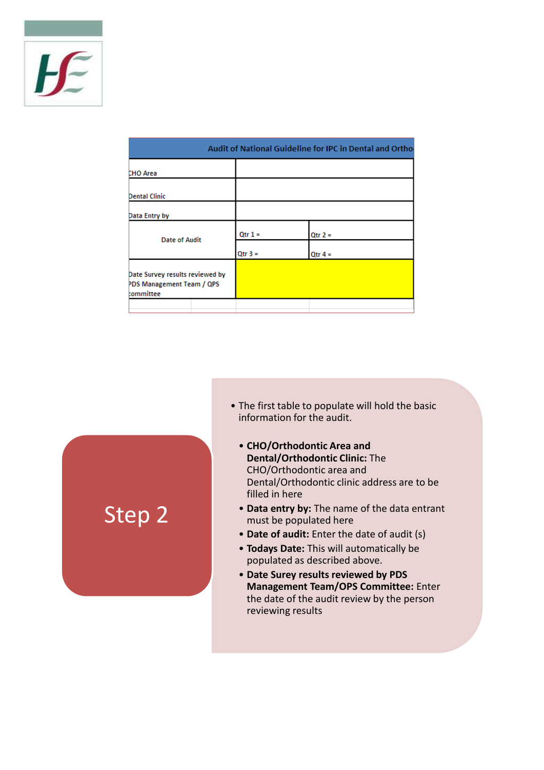| Audit of National Guideline for IPC in Dental and Ortho | | |
|---|---|---|
| CHO Area | | |
| Dental Clinic | | |
| Data Entry by | | |
| Date of Audit | Qtr 1 = | Qtr 2 = |
| | Qtr 3 = | Qtr 4 = |
| Date Survey results reviewed by PDS Management Team / QPS Committee | | |

## Step 2

- The first table to populate will hold the basic information for the audit.
  - **CHO/Orthodontic Area and Dental/Orthodontic Clinic:** The CHO/Orthodontic area and Dental/Orthodontic clinic address are to be filled in here
  - **Data entry by:** The name of the data entrant must be populated here
  - **Date of audit:** Enter the date of audit (s)
  - **Todays Date:** This will automatically be populated as described above.
  - **Date Surey results reviewed by PDS Management Team/OPS Committee:** Enter the date of the audit review by the person reviewing results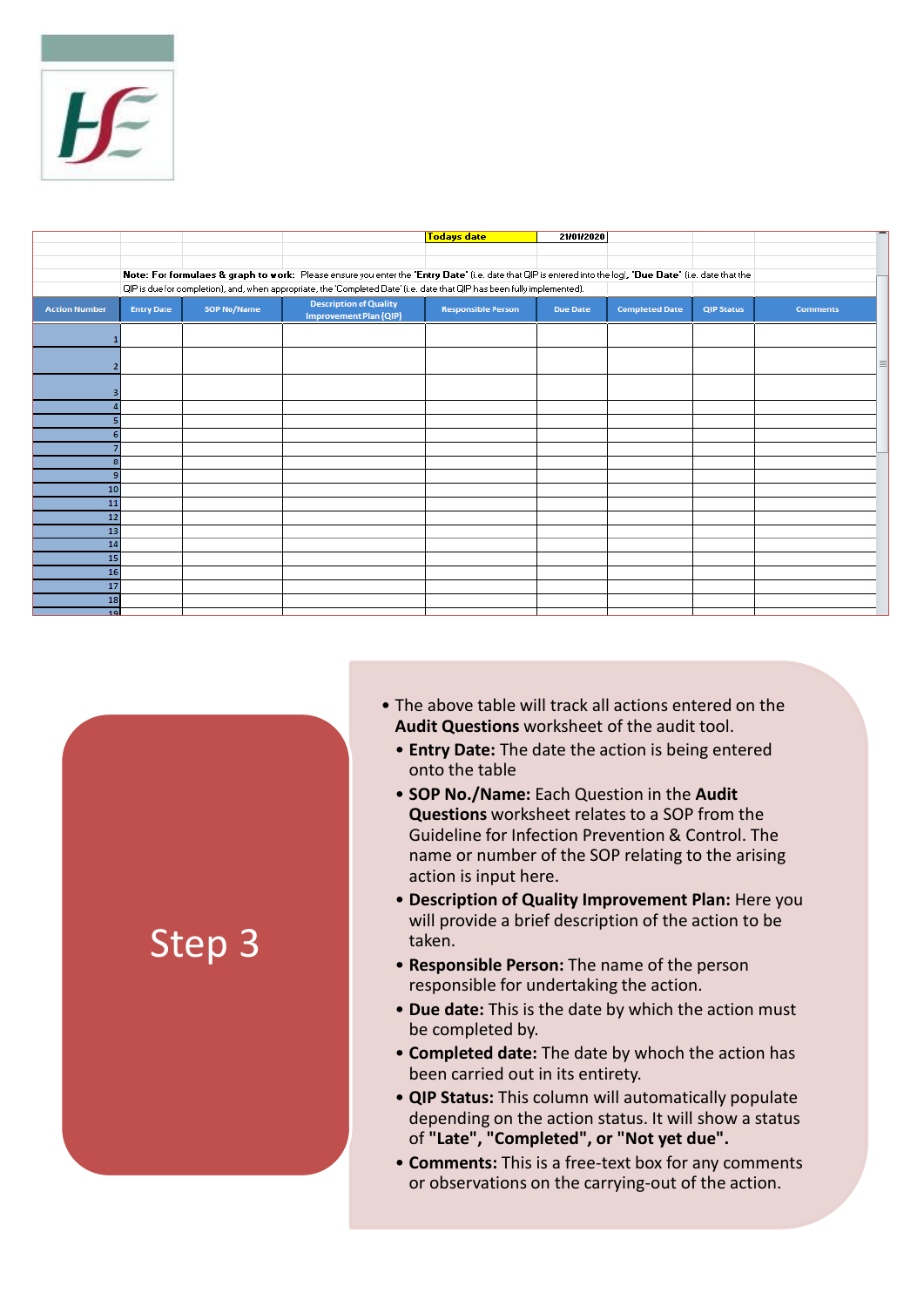| | | | | Todays date | 21/01/2020 | | | |
|---|---|---|---|---|---|---|---|---|

**Note: For formulaes & graph to work:** Please ensure you enter the **'Entry Date'** (i.e. date that QIP is entered into the log), **'Due Date'** (i.e. date that the QIP is due for completion), and, when appropriate, the 'Completed Date' (i.e. date that QIP has been fully implemented).

| Action Number | Entry Date | SOP No/Name | Description of Quality Improvement Plan (QIP) | Responsible Person | Due Date | Completed Date | QIP Status | Comments |
|---|---|---|---|---|---|---|---|---|
| 1 | | | | | | | | |
| 2 | | | | | | | | |
| 3 | | | | | | | | |
| 4 | | | | | | | | |
| 5 | | | | | | | | |
| 6 | | | | | | | | |
| 7 | | | | | | | | |
| 8 | | | | | | | | |
| 9 | | | | | | | | |
| 10 | | | | | | | | |
| 11 | | | | | | | | |
| 12 | | | | | | | | |
| 13 | | | | | | | | |
| 14 | | | | | | | | |
| 15 | | | | | | | | |
| 16 | | | | | | | | |
| 17 | | | | | | | | |
| 18 | | | | | | | | |
| 19 | | | | | | | | |

## Step 3

- The above table will track all actions entered on the **Audit Questions** worksheet of the audit tool.
  - **Entry Date:** The date the action is being entered onto the table
  - **SOP No./Name:** Each Question in the **Audit Questions** worksheet relates to a SOP from the Guideline for Infection Prevention & Control. The name or number of the SOP relating to the arising action is input here.
  - **Description of Quality Improvement Plan:** Here you will provide a brief description of the action to be taken.
  - **Responsible Person:** The name of the person responsible for undertaking the action.
  - **Due date:** This is the date by which the action must be completed by.
  - **Completed date:** The date by whoch the action has been carried out in its entirety.
  - **QIP Status:** This column will automatically populate depending on the action status. It will show a status of **"Late", "Completed", or "Not yet due".**
  - **Comments:** This is a free-text box for any comments or observations on the carrying-out of the action.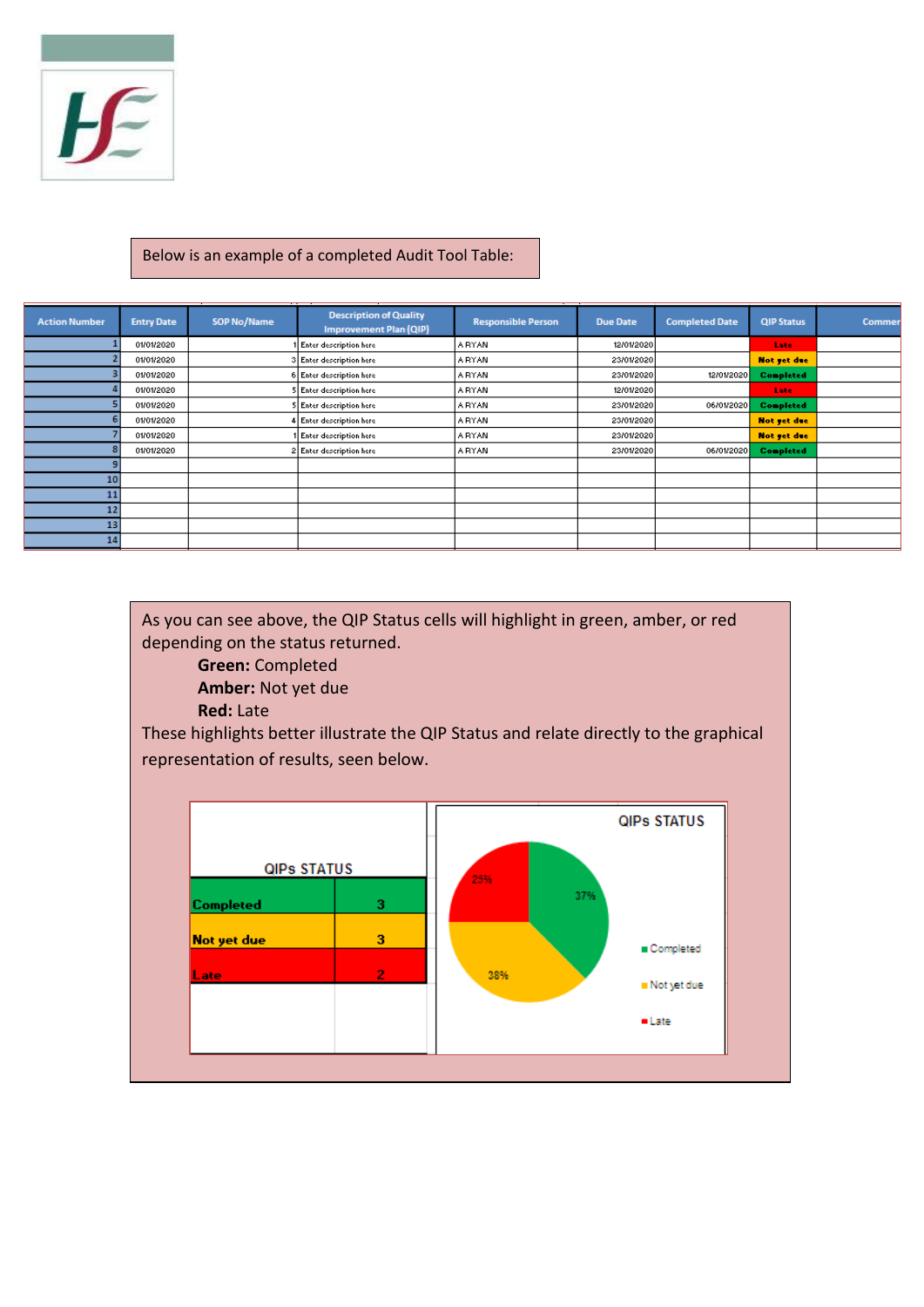Below is an example of a completed Audit Tool Table:

| Action Number | Entry Date | SOP No/Name | Description of Quality Improvement Plan (QIP) | Responsible Person | Due Date | Completed Date | QIP Status | Commer |
|---|---|---|---|---|---|---|---|---|
| 1 | 01/01/2020 | 1 | Enter description here | A RYAN | 12/01/2020 | | Late | |
| 2 | 01/01/2020 | 3 | Enter description here | A RYAN | 23/01/2020 | | Not yet due | |
| 3 | 01/01/2020 | 6 | Enter description here | A RYAN | 23/01/2020 | 12/01/2020 | Completed | |
| 4 | 01/01/2020 | 5 | Enter description here | A RYAN | 12/01/2020 | | Late | |
| 5 | 01/01/2020 | 5 | Enter description here | A RYAN | 23/01/2020 | 06/01/2020 | Completed | |
| 6 | 01/01/2020 | 4 | Enter description here | A RYAN | 23/01/2020 | | Not yet due | |
| 7 | 01/01/2020 | 1 | Enter description here | A RYAN | 23/01/2020 | | Not yet due | |
| 8 | 01/01/2020 | 2 | Enter description here | A RYAN | 23/01/2020 | 06/01/2020 | Completed | |
| 9 | | | | | | | | |
| 10 | | | | | | | | |
| 11 | | | | | | | | |
| 12 | | | | | | | | |
| 13 | | | | | | | | |
| 14 | | | | | | | | |

As you can see above, the QIP Status cells will highlight in green, amber, or red depending on the status returned.

**Green:** Completed
**Amber:** Not yet due
**Red:** Late

These highlights better illustrate the QIP Status and relate directly to the graphical representation of results, seen below.

| QIPs STATUS | |
|---|---|
| Completed | 3 |
| Not yet due | 3 |
| Late | 2 |

QIPs STATUS

25%
37%
38%

Completed
Not yet due
Late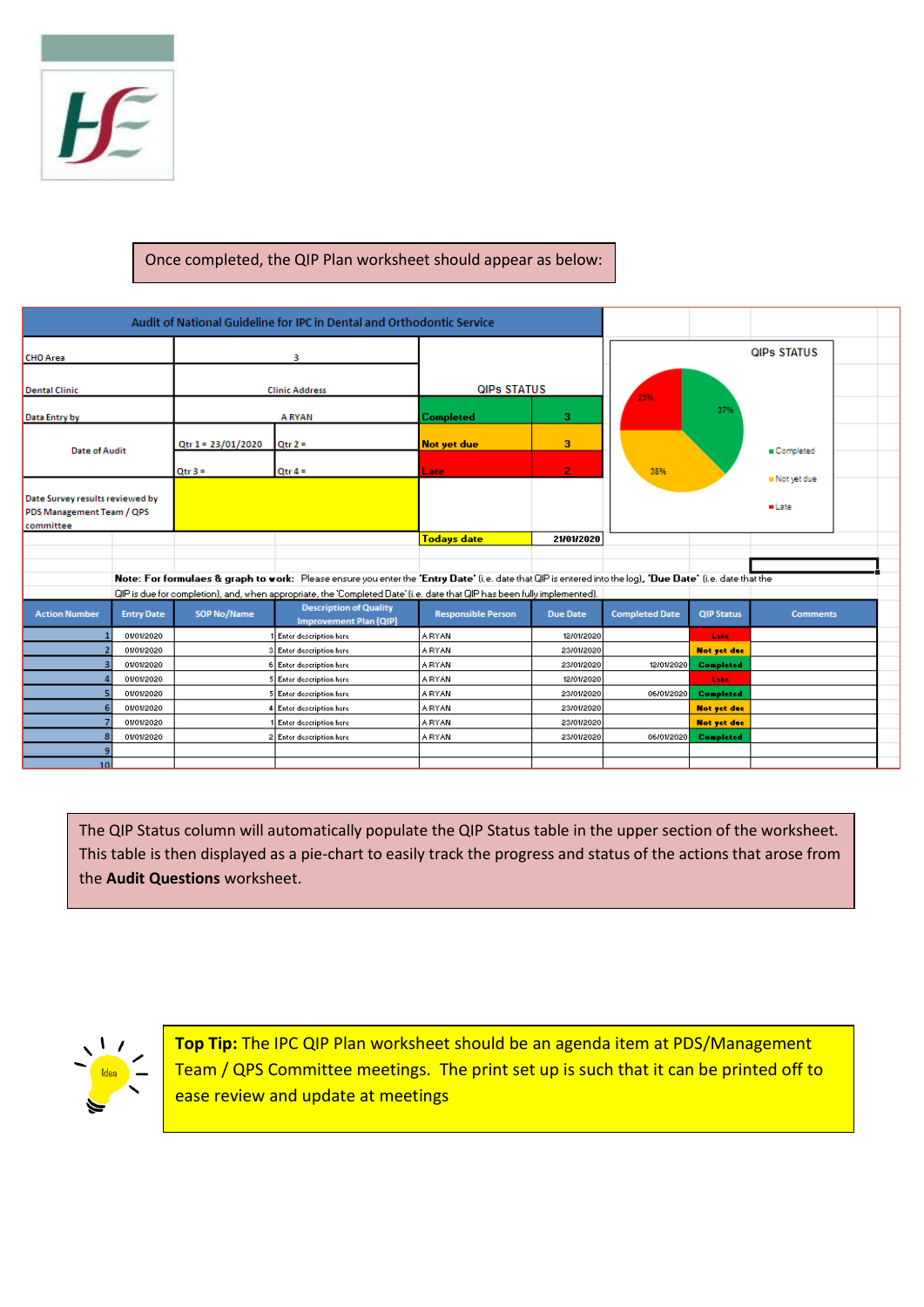Once completed, the QIP Plan worksheet should appear as below:

**Audit of National Guideline for IPC in Dental and Orthodontic Service**

| | | | | |
|---|---|---|---|---|
| CHO Area | 3 | | | |
| Dental Clinic | Clinic Address | | QIPs STATUS | |
| Data Entry by | A RYAN | | Completed | 3 |
| Date of Audit | Qtr 1 = 23/01/2020 | Qtr 2 = | Not yet due | 3 |
| | Qtr 3 = | Qtr 4 = | Late | 2 |
| Date Survey results reviewed by PDS Management Team / QPS committee | | | | |
| | | | Todays date | 21/01/2020 |

QIPs STATUS

25%

37%

38%

Completed

Not yet due

Late

**Note: For formulaes & graph to work:** Please ensure you enter the **'Entry Date'** (i.e. date that QIP is entered into the log), **'Due Date'** (i.e. date that the QIP is due for completion), and, when appropriate, the 'Completed Date' (i.e. date that QIP has been fully implemented).

| Action Number | Entry Date | SOP No/Name | Description of Quality Improvement Plan (QIP) | Responsible Person | Due Date | Completed Date | QIP Status | Comments |
|---|---|---|---|---|---|---|---|---|
| 1 | 01/01/2020 | 1 | Enter description here | A RYAN | 12/01/2020 | | Late | |
| 2 | 01/01/2020 | 3 | Enter description here | A RYAN | 23/01/2020 | | Not yet due | |
| 3 | 01/01/2020 | 6 | Enter description here | A RYAN | 23/01/2020 | 12/01/2020 | Completed | |
| 4 | 01/01/2020 | 5 | Enter description here | A RYAN | 12/01/2020 | | Late | |
| 5 | 01/01/2020 | 5 | Enter description here | A RYAN | 23/01/2020 | 06/01/2020 | Completed | |
| 6 | 01/01/2020 | 4 | Enter description here | A RYAN | 23/01/2020 | | Not yet due | |
| 7 | 01/01/2020 | 1 | Enter description here | A RYAN | 23/01/2020 | | Not yet due | |
| 8 | 01/01/2020 | 2 | Enter description here | A RYAN | 23/01/2020 | 06/01/2020 | Completed | |
| 9 | | | | | | | | |
| 10 | | | | | | | | |

The QIP Status column will automatically populate the QIP Status table in the upper section of the worksheet. This table is then displayed as a pie-chart to easily track the progress and status of the actions that arose from the **Audit Questions** worksheet.

Idea

**Top Tip:** The IPC QIP Plan worksheet should be an agenda item at PDS/Management Team / QPS Committee meetings. The print set up is such that it can be printed off to ease review and update at meetings